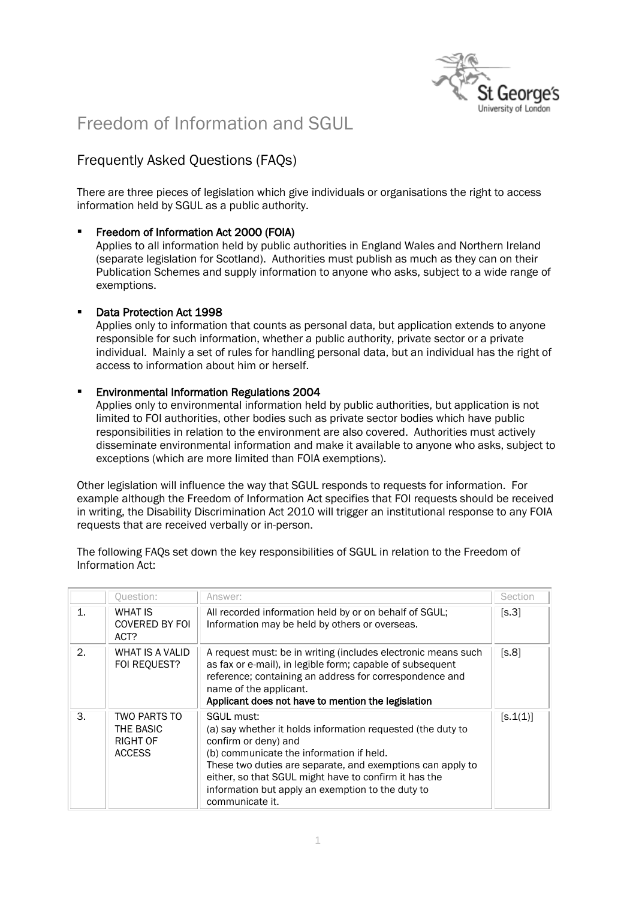# Freedom of Information and SGUL

## Frequently Asked Questions (FAQs)

There are three pieces of legislation which give individuals or organisations the right to access information held by SGUL as a public authority.

- **Freedom of Information Act 2000 (FOIA)**
  Applies to all information held by public authorities in England Wales and Northern Ireland (separate legislation for Scotland). Authorities must publish as much as they can on their Publication Schemes and supply information to anyone who asks, subject to a wide range of exemptions.

- **Data Protection Act 1998**
  Applies only to information that counts as personal data, but application extends to anyone responsible for such information, whether a public authority, private sector or a private individual. Mainly a set of rules for handling personal data, but an individual has the right of access to information about him or herself.

- **Environmental Information Regulations 2004**
  Applies only to environmental information held by public authorities, but application is not limited to FOI authorities, other bodies such as private sector bodies which have public responsibilities in relation to the environment are also covered. Authorities must actively disseminate environmental information and make it available to anyone who asks, subject to exceptions (which are more limited than FOIA exemptions).

Other legislation will influence the way that SGUL responds to requests for information. For example although the Freedom of Information Act specifies that FOI requests should be received in writing, the Disability Discrimination Act 2010 will trigger an institutional response to any FOIA requests that are received verbally or in-person.

The following FAQs set down the key responsibilities of SGUL in relation to the Freedom of Information Act:

| | Question: | Answer: | Section |
|---|---|---|---|
| 1. | WHAT IS COVERED BY FOI ACT? | All recorded information held by or on behalf of SGUL; Information may be held by others or overseas. | [s.3] |
| 2. | WHAT IS A VALID FOI REQUEST? | A request must: be in writing (includes electronic means such as fax or e-mail), in legible form; capable of subsequent reference; containing an address for correspondence and name of the applicant. **Applicant does not have to mention the legislation** | [s.8] |
| 3. | TWO PARTS TO THE BASIC RIGHT OF ACCESS | SGUL must: (a) say whether it holds information requested (the duty to confirm or deny) and (b) communicate the information if held. These two duties are separate, and exemptions can apply to either, so that SGUL might have to confirm it has the information but apply an exemption to the duty to communicate it. | [s.1(1)] |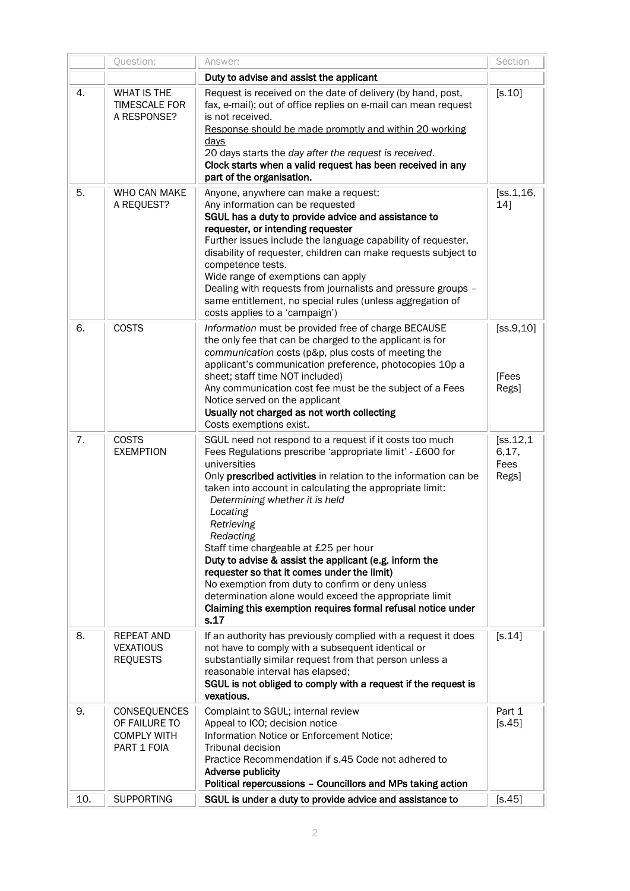| | Question: | Answer: | Section |
|---|---|---|---|
| | | **Duty to advise and assist the applicant** | |
| 4. | WHAT IS THE TIMESCALE FOR A RESPONSE? | Request is received on the date of delivery (by hand, post, fax, e-mail); out of office replies on e-mail can mean request is not received.<br><u>Response should be made promptly and within 20 working days</u><br>20 days starts the *day after the request is received*.<br>**Clock starts when a valid request has been received in any part of the organisation.** | [s.10] |
| 5. | WHO CAN MAKE A REQUEST? | Anyone, anywhere can make a request;<br>Any information can be requested<br>**SGUL has a duty to provide advice and assistance to requester, or intending requester**<br>Further issues include the language capability of requester, disability of requester, children can make requests subject to competence tests.<br>Wide range of exemptions can apply<br>Dealing with requests from journalists and pressure groups – same entitlement, no special rules (unless aggregation of costs applies to a 'campaign') | [ss.1,16, 14] |
| 6. | COSTS | *Information* must be provided free of charge BECAUSE the only fee that can be charged to the applicant is for *communication* costs (p&p, plus costs of meeting the applicant's communication preference, photocopies 10p a sheet; staff time NOT included)<br>Any communication cost fee must be the subject of a Fees Notice served on the applicant<br>**Usually not charged as not worth collecting**<br>Costs exemptions exist. | [ss.9,10]<br><br>[Fees Regs] |
| 7. | COSTS EXEMPTION | SGUL need not respond to a request if it costs too much<br>Fees Regulations prescribe 'appropriate limit' - £600 for universities<br>Only **prescribed activities** in relation to the information can be taken into account in calculating the appropriate limit:<br>*Determining whether it is held*<br>*Locating*<br>*Retrieving*<br>*Redacting*<br>Staff time chargeable at £25 per hour<br>**Duty to advise & assist the applicant (e.g. inform the requester so that it comes under the limit)**<br>No exemption from duty to confirm or deny unless determination alone would exceed the appropriate limit<br>**Claiming this exemption requires formal refusal notice under s.17** | [ss.12,16,17, Fees Regs] |
| 8. | REPEAT AND VEXATIOUS REQUESTS | If an authority has previously complied with a request it does not have to comply with a subsequent identical or substantially similar request from that person unless a reasonable interval has elapsed;<br>**SGUL is not obliged to comply with a request if the request is vexatious.** | [s.14] |
| 9. | CONSEQUENCES OF FAILURE TO COMPLY WITH PART 1 FOIA | Complaint to SGUL; internal review<br>Appeal to ICO; decision notice<br>Information Notice or Enforcement Notice;<br>Tribunal decision<br>Practice Recommendation if s.45 Code not adhered to<br>**Adverse publicity**<br>**Political repercussions – Councillors and MPs taking action** | Part 1<br>[s.45] |
| 10. | SUPPORTING | **SGUL is under a duty to provide advice and assistance to** | [s.45] |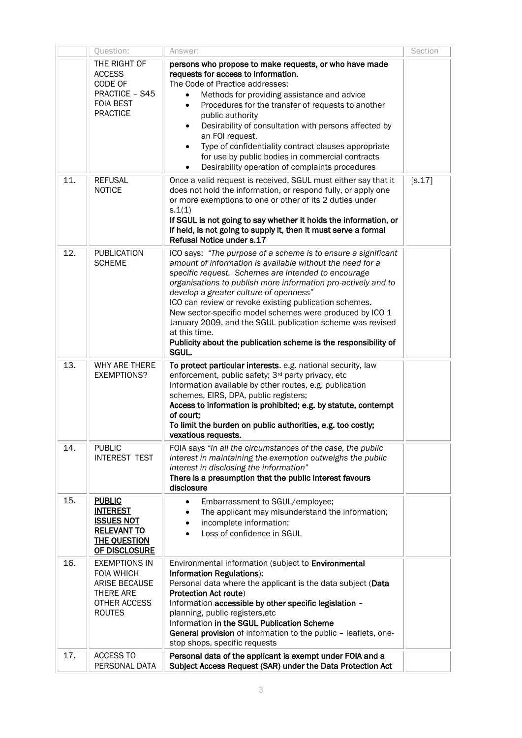| | Question: | Answer: | Section |
|---|---|---|---|
| | THE RIGHT OF ACCESS CODE OF PRACTICE – S45 FOIA BEST PRACTICE | **persons who propose to make requests, or who have made requests for access to information.**<br>The Code of Practice addresses:<br>• Methods for providing assistance and advice<br>• Procedures for the transfer of requests to another public authority<br>• Desirability of consultation with persons affected by an FOI request.<br>• Type of confidentiality contract clauses appropriate for use by public bodies in commercial contracts<br>• Desirability operation of complaints procedures | |
| 11. | REFUSAL NOTICE | Once a valid request is received, SGUL must either say that it does not hold the information, or respond fully, or apply one or more exemptions to one or other of its 2 duties under s.1(1)<br>**If SGUL is not going to say whether it holds the information, or if held, is not going to supply it, then it must serve a formal Refusal Notice under s.17** | [s.17] |
| 12. | PUBLICATION SCHEME | ICO says: *"The purpose of a scheme is to ensure a significant amount of information is available without the need for a specific request. Schemes are intended to encourage organisations to publish more information pro-actively and to develop a greater culture of openness"*<br>ICO can review or revoke existing publication schemes.<br>New sector-specific model schemes were produced by ICO 1 January 2009, and the SGUL publication scheme was revised at this time.<br>**Publicity about the publication scheme is the responsibility of SGUL.** | |
| 13. | WHY ARE THERE EXEMPTIONS? | **To protect particular interests**. e.g. national security, law enforcement, public safety; 3rd party privacy, etc<br>Information available by other routes, e.g. publication schemes, EIRS, DPA, public registers;<br>**Access to information is prohibited; e.g. by statute, contempt of court;**<br>**To limit the burden on public authorities, e.g. too costly; vexatious requests.** | |
| 14. | PUBLIC INTEREST TEST | FOIA says *"In all the circumstances of the case, the public interest in maintaining the exemption outweighs the public interest in disclosing the information"*<br>**There is a presumption that the public interest favours disclosure** | |
| 15. | **<u>PUBLIC INTEREST ISSUES NOT RELEVANT TO THE QUESTION OF DISCLOSURE</u>** | • Embarrassment to SGUL/employee;<br>• The applicant may misunderstand the information;<br>• incomplete information;<br>• Loss of confidence in SGUL | |
| 16. | EXEMPTIONS IN FOIA WHICH ARISE BECAUSE THERE ARE OTHER ACCESS ROUTES | Environmental information (subject to **Environmental Information Regulations**);<br>Personal data where the applicant is the data subject (**Data Protection Act route**)<br>Information **accessible by other specific legislation** – planning, public registers,etc<br>Information **in the SGUL Publication Scheme**<br>**General provision** of information to the public – leaflets, one-stop shops, specific requests | |
| 17. | ACCESS TO PERSONAL DATA | **Personal data of the applicant is exempt under FOIA and a Subject Access Request (SAR) under the Data Protection Act** | |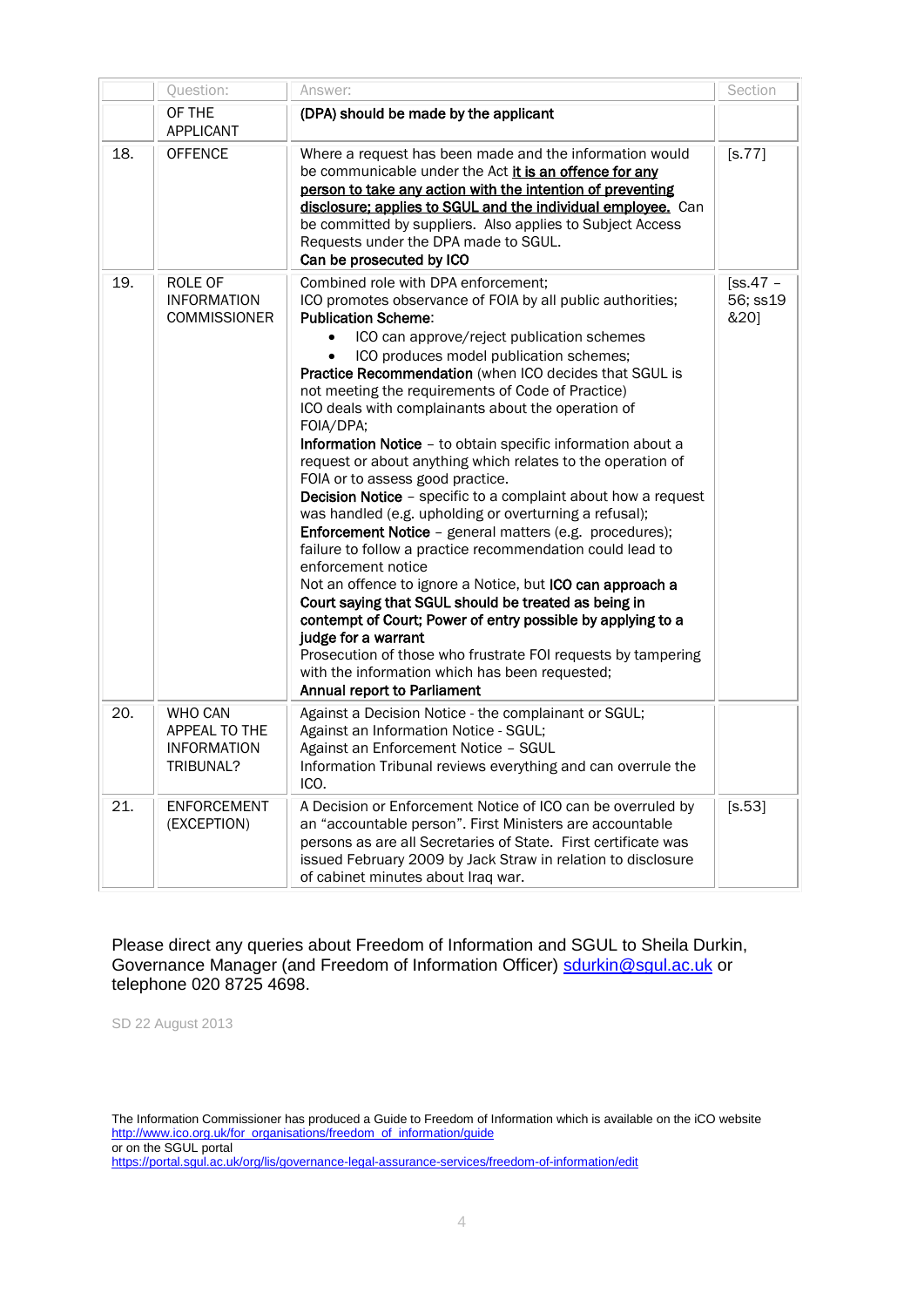| | Question: | Answer: | Section |
|---|---|---|---|
| | OF THE APPLICANT | **(DPA) should be made by the applicant** | |
| 18. | OFFENCE | Where a request has been made and the information would be communicable under the Act **it is an offence for any person to take any action with the intention of preventing disclosure; applies to SGUL and the individual employee.** Can be committed by suppliers. Also applies to Subject Access Requests under the DPA made to SGUL.<br>**Can be prosecuted by ICO** | [s.77] |
| 19. | ROLE OF INFORMATION COMMISSIONER | Combined role with DPA enforcement;<br>ICO promotes observance of FOIA by all public authorities;<br>**Publication Scheme**:<br>• ICO can approve/reject publication schemes<br>• ICO produces model publication schemes;<br>**Practice Recommendation** (when ICO decides that SGUL is not meeting the requirements of Code of Practice)<br>ICO deals with complainants about the operation of FOIA/DPA;<br>**Information Notice** – to obtain specific information about a request or about anything which relates to the operation of FOIA or to assess good practice.<br>**Decision Notice** – specific to a complaint about how a request was handled (e.g. upholding or overturning a refusal);<br>**Enforcement Notice** – general matters (e.g. procedures); failure to follow a practice recommendation could lead to enforcement notice<br>Not an offence to ignore a Notice, but **ICO can approach a Court saying that SGUL should be treated as being in contempt of Court; Power of entry possible by applying to a judge for a warrant**<br>Prosecution of those who frustrate FOI requests by tampering with the information which has been requested;<br>**Annual report to Parliament** | [ss.47 – 56; ss19 &20] |
| 20. | WHO CAN APPEAL TO THE INFORMATION TRIBUNAL? | Against a Decision Notice - the complainant or SGUL;<br>Against an Information Notice - SGUL;<br>Against an Enforcement Notice – SGUL<br>Information Tribunal reviews everything and can overrule the ICO. | |
| 21. | ENFORCEMENT (EXCEPTION) | A Decision or Enforcement Notice of ICO can be overruled by an "accountable person". First Ministers are accountable persons as are all Secretaries of State. First certificate was issued February 2009 by Jack Straw in relation to disclosure of cabinet minutes about Iraq war. | [s.53] |

Please direct any queries about Freedom of Information and SGUL to Sheila Durkin, Governance Manager (and Freedom of Information Officer) sdurkin@sgul.ac.uk or telephone 020 8725 4698.

SD 22 August 2013

The Information Commissioner has produced a Guide to Freedom of Information which is available on the iCO website
http://www.ico.org.uk/for_organisations/freedom_of_information/guide
or on the SGUL portal
https://portal.sgul.ac.uk/org/lis/governance-legal-assurance-services/freedom-of-information/edit